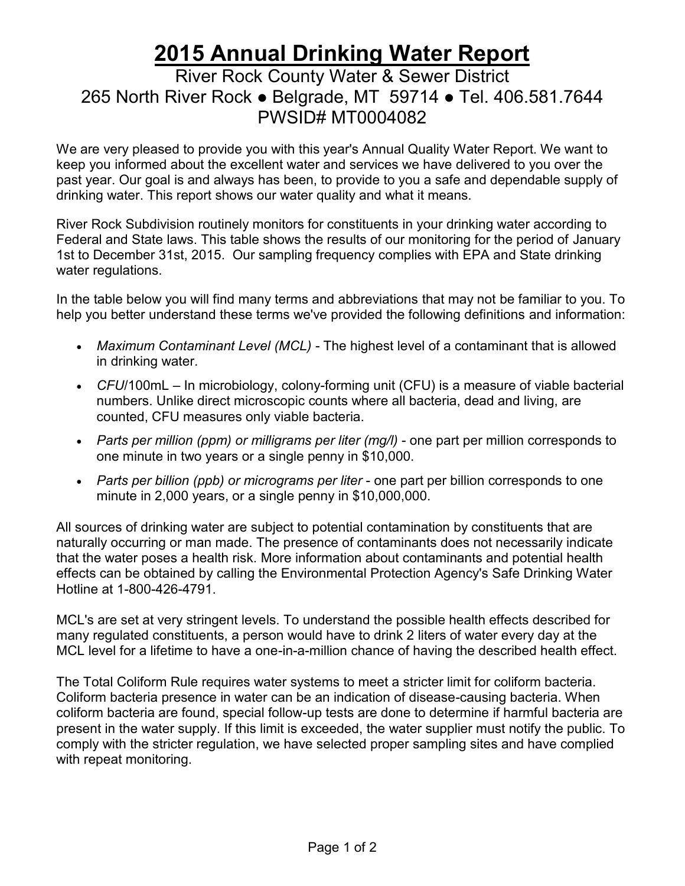# 2015 Annual Drinking Water Report

River Rock County Water & Sewer District
265 North River Rock ● Belgrade, MT 59714 ● Tel. 406.581.7644
PWSID# MT0004082

We are very pleased to provide you with this year's Annual Quality Water Report. We want to keep you informed about the excellent water and services we have delivered to you over the past year. Our goal is and always has been, to provide to you a safe and dependable supply of drinking water. This report shows our water quality and what it means.

River Rock Subdivision routinely monitors for constituents in your drinking water according to Federal and State laws. This table shows the results of our monitoring for the period of January 1st to December 31st, 2015. Our sampling frequency complies with EPA and State drinking water regulations.

In the table below you will find many terms and abbreviations that may not be familiar to you. To help you better understand these terms we've provided the following definitions and information:

- *Maximum Contaminant Level (MCL)* - The highest level of a contaminant that is allowed in drinking water.
- *CFU*/100mL – In microbiology, colony-forming unit (CFU) is a measure of viable bacterial numbers. Unlike direct microscopic counts where all bacteria, dead and living, are counted, CFU measures only viable bacteria.
- *Parts per million (ppm) or milligrams per liter (mg/l)* - one part per million corresponds to one minute in two years or a single penny in $10,000.
- *Parts per billion (ppb) or micrograms per liter* - one part per billion corresponds to one minute in 2,000 years, or a single penny in $10,000,000.

All sources of drinking water are subject to potential contamination by constituents that are naturally occurring or man made. The presence of contaminants does not necessarily indicate that the water poses a health risk. More information about contaminants and potential health effects can be obtained by calling the Environmental Protection Agency's Safe Drinking Water Hotline at 1-800-426-4791.

MCL's are set at very stringent levels. To understand the possible health effects described for many regulated constituents, a person would have to drink 2 liters of water every day at the MCL level for a lifetime to have a one-in-a-million chance of having the described health effect.

The Total Coliform Rule requires water systems to meet a stricter limit for coliform bacteria. Coliform bacteria presence in water can be an indication of disease-causing bacteria. When coliform bacteria are found, special follow-up tests are done to determine if harmful bacteria are present in the water supply. If this limit is exceeded, the water supplier must notify the public. To comply with the stricter regulation, we have selected proper sampling sites and have complied with repeat monitoring.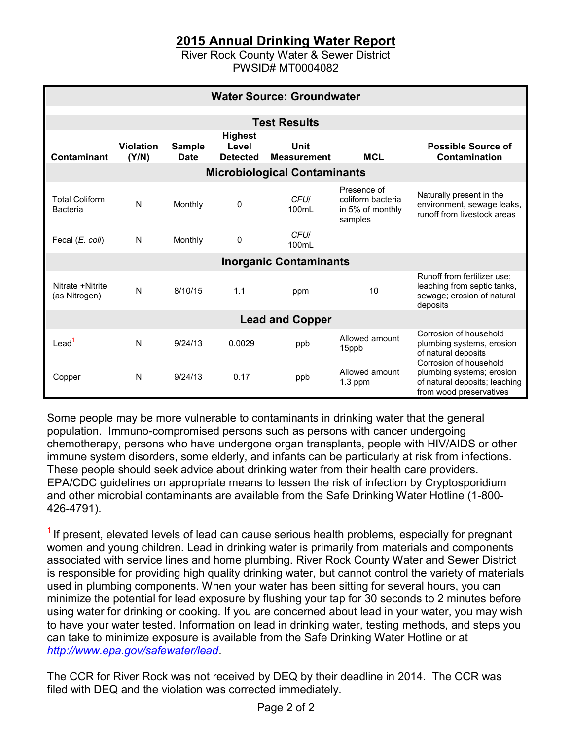# 2015 Annual Drinking Water Report

River Rock County Water & Sewer District
PWSID# MT0004082

| Water Source: Groundwater | | | | | | |
|---|---|---|---|---|---|---|
| **Test Results** | | | | | | |
| **Contaminant** | **Violation (Y/N)** | **Sample Date** | **Highest Level Detected** | **Unit Measurement** | **MCL** | **Possible Source of Contamination** |
| **Microbiological Contaminants** | | | | | | |
| Total Coliform Bacteria | N | Monthly | 0 | *CFU/* 100mL | Presence of coliform bacteria in 5% of monthly samples | Naturally present in the environment, sewage leaks, runoff from livestock areas |
| Fecal (*E. coli*) | N | Monthly | 0 | *CFU/* 100mL | | |
| **Inorganic Contaminants** | | | | | | |
| Nitrate +Nitrite (as Nitrogen) | N | 8/10/15 | 1.1 | ppm | 10 | Runoff from fertilizer use; leaching from septic tanks, sewage; erosion of natural deposits |
| **Lead and Copper** | | | | | | |
| Lead[1] | N | 9/24/13 | 0.0029 | ppb | Allowed amount 15ppb | Corrosion of household plumbing systems, erosion of natural deposits |
| Copper | N | 9/24/13 | 0.17 | ppb | Allowed amount 1.3 ppm | Corrosion of household plumbing systems; erosion of natural deposits; leaching from wood preservatives |

Some people may be more vulnerable to contaminants in drinking water that the general population. Immuno-compromised persons such as persons with cancer undergoing chemotherapy, persons who have undergone organ transplants, people with HIV/AIDS or other immune system disorders, some elderly, and infants can be particularly at risk from infections. These people should seek advice about drinking water from their health care providers. EPA/CDC guidelines on appropriate means to lessen the risk of infection by Cryptosporidium and other microbial contaminants are available from the Safe Drinking Water Hotline (1-800-426-4791).

[1] If present, elevated levels of lead can cause serious health problems, especially for pregnant women and young children. Lead in drinking water is primarily from materials and components associated with service lines and home plumbing. River Rock County Water and Sewer District is responsible for providing high quality drinking water, but cannot control the variety of materials used in plumbing components. When your water has been sitting for several hours, you can minimize the potential for lead exposure by flushing your tap for 30 seconds to 2 minutes before using water for drinking or cooking. If you are concerned about lead in your water, you may wish to have your water tested. Information on lead in drinking water, testing methods, and steps you can take to minimize exposure is available from the Safe Drinking Water Hotline or at *http://www.epa.gov/safewater/lead*.

The CCR for River Rock was not received by DEQ by their deadline in 2014. The CCR was filed with DEQ and the violation was corrected immediately.